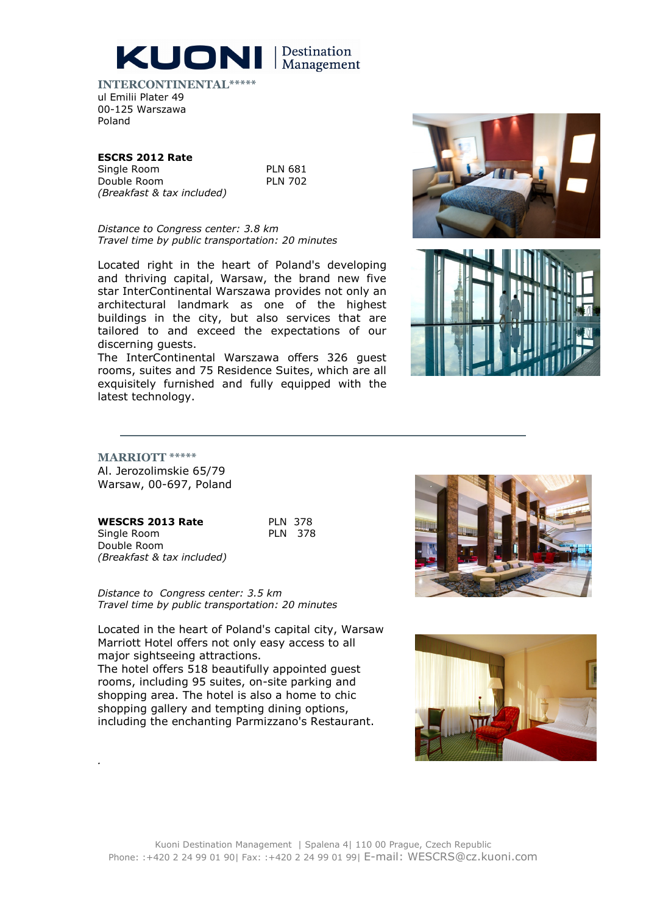KUONI | Destination Management

## INTERCONTINENTAL*****

ul Emilii Plater 49
00-125 Warszawa
Poland

**ESCRS 2012 Rate**

| | |
|---|---|
| Single Room | PLN 681 |
| Double Room | PLN 702 |

*(Breakfast & tax included)*

*Distance to Congress center: 3.8 km*
*Travel time by public transportation: 20 minutes*

Located right in the heart of Poland's developing and thriving capital, Warsaw, the brand new five star InterContinental Warszawa provides not only an architectural landmark as one of the highest buildings in the city, but also services that are tailored to and exceed the expectations of our discerning guests.
The InterContinental Warszawa offers 326 guest rooms, suites and 75 Residence Suites, which are all exquisitely furnished and fully equipped with the latest technology.

---

## MARRIOTT *****

Al. Jerozolimskie 65/79
Warsaw, 00-697, Poland

**WESCRS 2013 Rate**

| | |
|---|---|
| Single Room | PLN 378 |
| Double Room | PLN 378 |

*(Breakfast & tax included)*

*Distance to Congress center: 3.5 km*
*Travel time by public transportation: 20 minutes*

Located in the heart of Poland's capital city, Warsaw Marriott Hotel offers not only easy access to all major sightseeing attractions.
The hotel offers 518 beautifully appointed guest rooms, including 95 suites, on-site parking and shopping area. The hotel is also a home to chic shopping gallery and tempting dining options, including the enchanting Parmizzano's Restaurant.

.

Kuoni Destination Management | Spalena 4| 110 00 Prague, Czech Republic
Phone: :+420 2 24 99 01 90| Fax: :+420 2 24 99 01 99| E-mail: WESCRS@cz.kuoni.com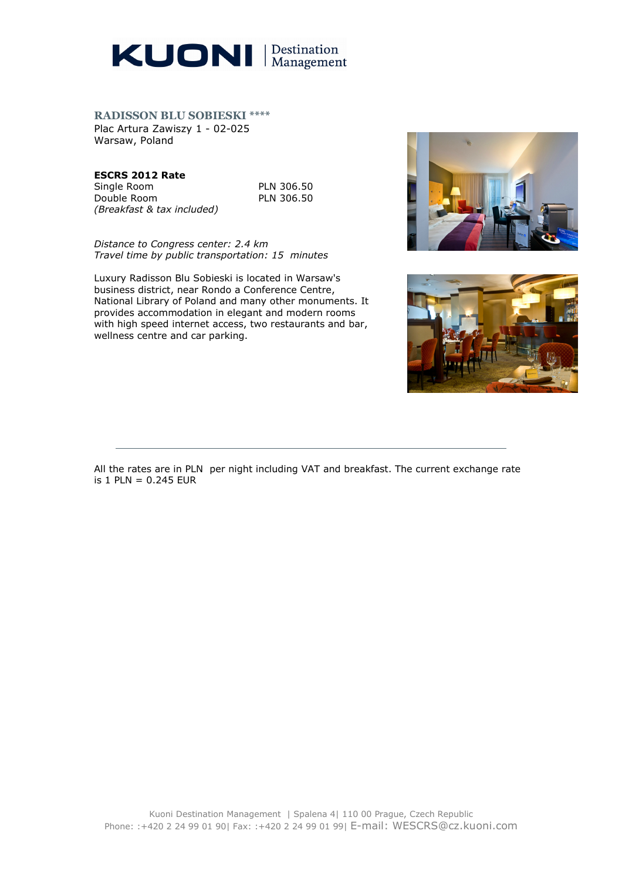KUONI | Destination Management

## RADISSON BLU SOBIESKI ****

Plac Artura Zawiszy 1 - 02-025
Warsaw, Poland

**ESCRS 2012 Rate**

| | |
|---|---|
| Single Room | PLN 306.50 |
| Double Room | PLN 306.50 |

*(Breakfast & tax included)*

*Distance to Congress center: 2.4 km*
*Travel time by public transportation: 15 minutes*

Luxury Radisson Blu Sobieski is located in Warsaw's business district, near Rondo a Conference Centre, National Library of Poland and many other monuments. It provides accommodation in elegant and modern rooms with high speed internet access, two restaurants and bar, wellness centre and car parking.

---

All the rates are in PLN per night including VAT and breakfast. The current exchange rate is 1 PLN = 0.245 EUR

Kuoni Destination Management | Spalena 4| 110 00 Prague, Czech Republic
Phone: :+420 2 24 99 01 90| Fax: :+420 2 24 99 01 99| E-mail: WESCRS@cz.kuoni.com